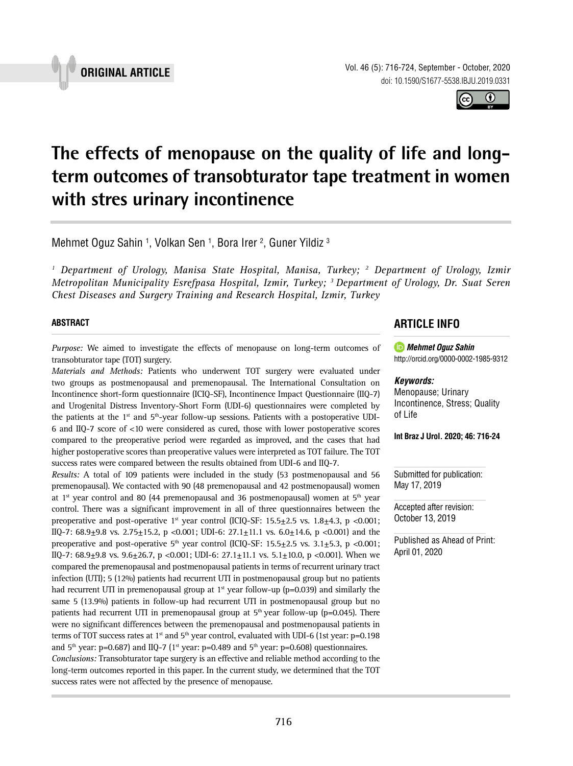ORIGINAL ARTICLE

# The effects of menopause on the quality of life and long-term outcomes of transobturator tape treatment in women with stres urinary incontinence

Mehmet Oguz Sahin [1], Volkan Sen [1], Bora Irer [2], Guner Yildiz [3]

*[1] Department of Urology, Manisa State Hospital, Manisa, Turkey; [2] Department of Urology, Izmir Metropolitan Municipality Esrefpasa Hospital, Izmir, Turkey; [3] Department of Urology, Dr. Suat Seren Chest Diseases and Surgery Training and Research Hospital, Izmir, Turkey*

## ABSTRACT

*Purpose:* We aimed to investigate the effects of menopause on long-term outcomes of transobturator tape (TOT) surgery.

*Materials and Methods:* Patients who underwent TOT surgery were evaluated under two groups as postmenopausal and premenopausal. The International Consultation on Incontinence short-form questionnaire (ICIQ-SF), Incontinence Impact Questionnaire (IIQ-7) and Urogenital Distress Inventory-Short Form (UDI-6) questionnaires were completed by the patients at the 1st and 5th-year follow-up sessions. Patients with a postoperative UDI-6 and IIQ-7 score of <10 were considered as cured, those with lower postoperative scores compared to the preoperative period were regarded as improved, and the cases that had higher postoperative scores than preoperative values were interpreted as TOT failure. The TOT success rates were compared between the results obtained from UDI-6 and IIQ-7.

*Results:* A total of 109 patients were included in the study (53 postmenopausal and 56 premenopausal). We contacted with 90 (48 premenopausal and 42 postmenopausal) women at 1st year control and 80 (44 premenopausal and 36 postmenopausal) women at 5th year control. There was a significant improvement in all of three questionnaires between the preoperative and post-operative 1st year control (ICIQ-SF: 15.5±2.5 vs. 1.8±4.3, p <0.001; IIQ-7: 68.9±9.8 vs. 2.75±15.2, p <0.001; UDI-6: 27.1±11.1 vs. 6.0±14.6, p <0.001) and the preoperative and post-operative 5th year control (ICIQ-SF: 15.5±2.5 vs. 3.1±5.3, p <0.001; IIQ-7: 68.9±9.8 vs. 9.6±26.7, p <0.001; UDI-6: 27.1±11.1 vs. 5.1±10.0, p <0.001). When we compared the premenopausal and postmenopausal patients in terms of recurrent urinary tract infection (UTI); 5 (12%) patients had recurrent UTI in postmenopausal group but no patients had recurrent UTI in premenopausal group at 1st year follow-up (p=0.039) and similarly the same 5 (13.9%) patients in follow-up had recurrent UTI in postmenopausal group but no patients had recurrent UTI in premenopausal group at 5th year follow-up (p=0.045). There were no significant differences between the premenopausal and postmenopausal patients in terms of TOT success rates at 1st and 5th year control, evaluated with UDI-6 (1st year: p=0.198 and 5th year: p=0.687) and IIQ-7 (1st year: p=0.489 and 5th year: p=0.608) questionnaires.

*Conclusions:* Transobturator tape surgery is an effective and reliable method according to the long-term outcomes reported in this paper. In the current study, we determined that the TOT success rates were not affected by the presence of menopause.

## ARTICLE INFO

***Mehmet Oguz Sahin***
http://orcid.org/0000-0002-1985-9312

***Keywords:***
Menopause; Urinary Incontinence, Stress; Quality of Life

**Int Braz J Urol. 2020; 46: 716-24**

Submitted for publication:
May 17, 2019

Accepted after revision:
October 13, 2019

Published as Ahead of Print:
April 01, 2020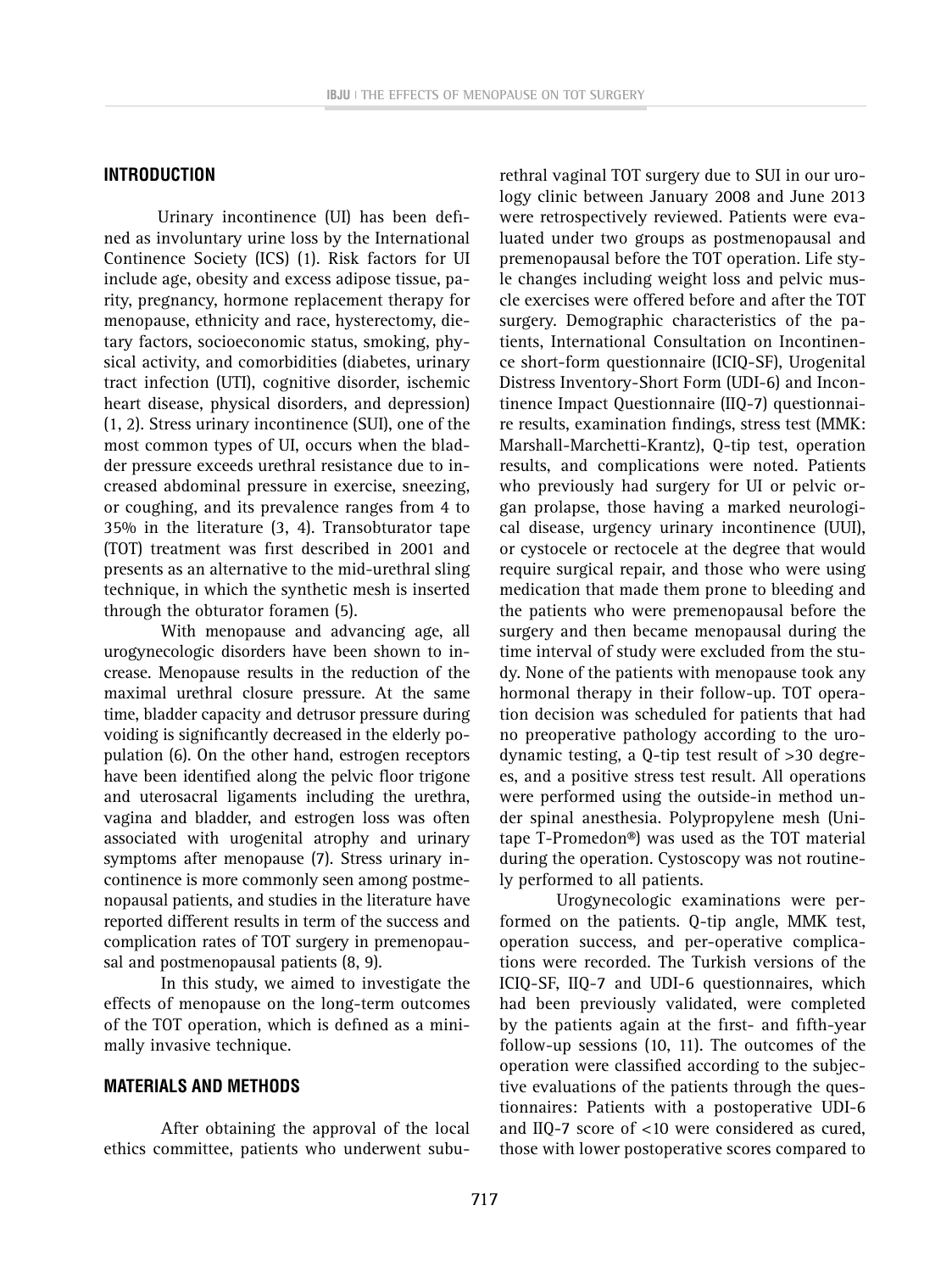## INTRODUCTION

Urinary incontinence (UI) has been defined as involuntary urine loss by the International Continence Society (ICS) (1). Risk factors for UI include age, obesity and excess adipose tissue, parity, pregnancy, hormone replacement therapy for menopause, ethnicity and race, hysterectomy, dietary factors, socioeconomic status, smoking, physical activity, and comorbidities (diabetes, urinary tract infection (UTI), cognitive disorder, ischemic heart disease, physical disorders, and depression) (1, 2). Stress urinary incontinence (SUI), one of the most common types of UI, occurs when the bladder pressure exceeds urethral resistance due to increased abdominal pressure in exercise, sneezing, or coughing, and its prevalence ranges from 4 to 35% in the literature (3, 4). Transobturator tape (TOT) treatment was first described in 2001 and presents as an alternative to the mid-urethral sling technique, in which the synthetic mesh is inserted through the obturator foramen (5).

With menopause and advancing age, all urogynecologic disorders have been shown to increase. Menopause results in the reduction of the maximal urethral closure pressure. At the same time, bladder capacity and detrusor pressure during voiding is significantly decreased in the elderly population (6). On the other hand, estrogen receptors have been identified along the pelvic floor trigone and uterosacral ligaments including the urethra, vagina and bladder, and estrogen loss was often associated with urogenital atrophy and urinary symptoms after menopause (7). Stress urinary incontinence is more commonly seen among postmenopausal patients, and studies in the literature have reported different results in term of the success and complication rates of TOT surgery in premenopausal and postmenopausal patients (8, 9).

In this study, we aimed to investigate the effects of menopause on the long-term outcomes of the TOT operation, which is defined as a minimally invasive technique.

## MATERIALS AND METHODS

After obtaining the approval of the local ethics committee, patients who underwent suburethral vaginal TOT surgery due to SUI in our urology clinic between January 2008 and June 2013 were retrospectively reviewed. Patients were evaluated under two groups as postmenopausal and premenopausal before the TOT operation. Life style changes including weight loss and pelvic muscle exercises were offered before and after the TOT surgery. Demographic characteristics of the patients, International Consultation on Incontinence short-form questionnaire (ICIQ-SF), Urogenital Distress Inventory-Short Form (UDI-6) and Incontinence Impact Questionnaire (IIQ-7) questionnaire results, examination findings, stress test (MMK: Marshall-Marchetti-Krantz), Q-tip test, operation results, and complications were noted. Patients who previously had surgery for UI or pelvic organ prolapse, those having a marked neurological disease, urgency urinary incontinence (UUI), or cystocele or rectocele at the degree that would require surgical repair, and those who were using medication that made them prone to bleeding and the patients who were premenopausal before the surgery and then became menopausal during the time interval of study were excluded from the study. None of the patients with menopause took any hormonal therapy in their follow-up. TOT operation decision was scheduled for patients that had no preoperative pathology according to the urodynamic testing, a Q-tip test result of >30 degrees, and a positive stress test result. All operations were performed using the outside-in method under spinal anesthesia. Polypropylene mesh (Unitape T-Promedon®) was used as the TOT material during the operation. Cystoscopy was not routinely performed to all patients.

Urogynecologic examinations were performed on the patients. Q-tip angle, MMK test, operation success, and per-operative complications were recorded. The Turkish versions of the ICIQ-SF, IIQ-7 and UDI-6 questionnaires, which had been previously validated, were completed by the patients again at the first- and fifth-year follow-up sessions (10, 11). The outcomes of the operation were classified according to the subjective evaluations of the patients through the questionnaires: Patients with a postoperative UDI-6 and IIQ-7 score of <10 were considered as cured, those with lower postoperative scores compared to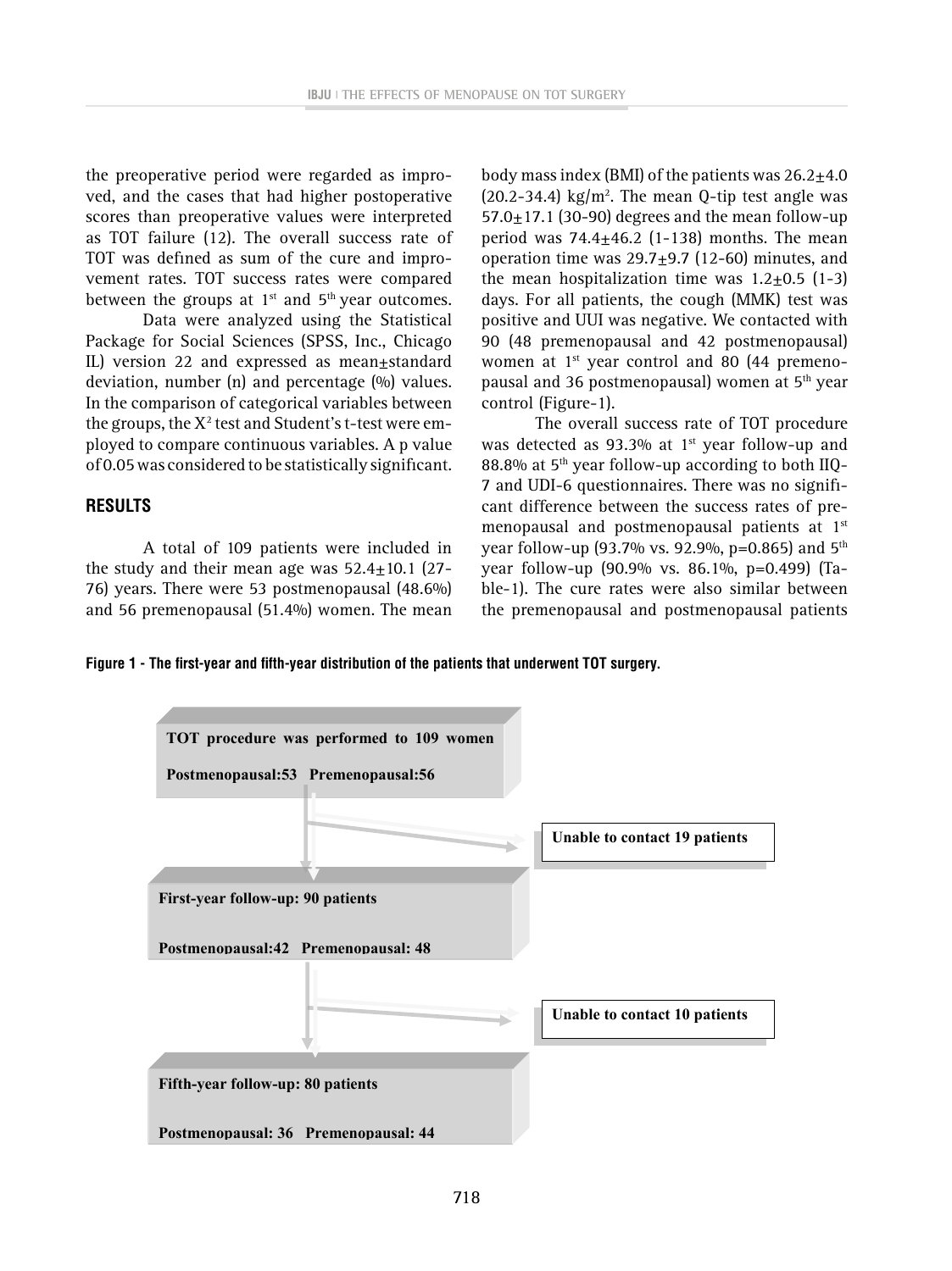the preoperative period were regarded as improved, and the cases that had higher postoperative scores than preoperative values were interpreted as TOT failure (12). The overall success rate of TOT was defined as sum of the cure and improvement rates. TOT success rates were compared between the groups at 1st and 5th year outcomes.

Data were analyzed using the Statistical Package for Social Sciences (SPSS, Inc., Chicago IL) version 22 and expressed as mean±standard deviation, number (n) and percentage (%) values. In the comparison of categorical variables between the groups, the $X^2$ test and Student's t-test were employed to compare continuous variables. A p value of 0.05 was considered to be statistically significant.

## RESULTS

A total of 109 patients were included in the study and their mean age was 52.4±10.1 (27-76) years. There were 53 postmenopausal (48.6%) and 56 premenopausal (51.4%) women. The mean body mass index (BMI) of the patients was 26.2±4.0 (20.2-34.4) $kg/m^2$. The mean Q-tip test angle was 57.0±17.1 (30-90) degrees and the mean follow-up period was 74.4±46.2 (1-138) months. The mean operation time was 29.7±9.7 (12-60) minutes, and the mean hospitalization time was 1.2±0.5 (1-3) days. For all patients, the cough (MMK) test was positive and UUI was negative. We contacted with 90 (48 premenopausal and 42 postmenopausal) women at 1st year control and 80 (44 premenopausal and 36 postmenopausal) women at 5th year control (Figure-1).

The overall success rate of TOT procedure was detected as 93.3% at 1st year follow-up and 88.8% at 5th year follow-up according to both IIQ-7 and UDI-6 questionnaires. There was no significant difference between the success rates of premenopausal and postmenopausal patients at 1st year follow-up (93.7% vs. 92.9%, p=0.865) and 5th year follow-up (90.9% vs. 86.1%, p=0.499) (Table-1). The cure rates were also similar between the premenopausal and postmenopausal patients

**Figure 1 - The first-year and fifth-year distribution of the patients that underwent TOT surgery.**

TOT procedure was performed to 109 women
Postmenopausal:53 Premenopausal:56

Unable to contact 19 patients

First-year follow-up: 90 patients
Postmenopausal:42 Premenopausal: 48

Unable to contact 10 patients

Fifth-year follow-up: 80 patients
Postmenopausal: 36 Premenopausal: 44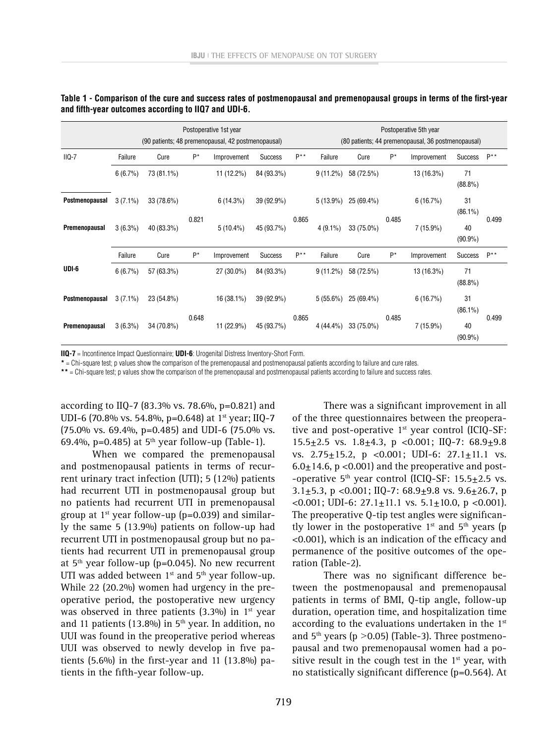**Table 1 - Comparison of the cure and success rates of postmenopausal and premenopausal groups in terms of the first-year and fifth-year outcomes according to IIQ7 and UDI-6.**

| | Postoperative 1st year (90 patients; 48 premenopausal, 42 postmenopausal) | | | | | | Postoperative 5th year (80 patients; 44 premenopausal, 36 postmenopausal) | | | | | |
|---|---|---|---|---|---|---|---|---|---|---|---|---|
| IIQ-7 | Failure | Cure | P* | Improvement | Success | P** | Failure | Cure | P* | Improvement | Success | P** |
| | 6 (6.7%) | 73 (81.1%) | | 11 (12.2%) | 84 (93.3%) | | 9 (11.2%) | 58 (72.5%) | | 13 (16.3%) | 71 (88.8%) | |
| Postmenopausal | 3 (7.1%) | 33 (78.6%) | 0.821 | 6 (14.3%) | 39 (92.9%) | 0.865 | 5 (13.9%) | 25 (69.4%) | 0.485 | 6 (16.7%) | 31 (86.1%) | 0.499 |
| Premenopausal | 3 (6.3%) | 40 (83.3%) | | 5 (10.4%) | 45 (93.7%) | | 4 (9.1%) | 33 (75.0%) | | 7 (15.9%) | 40 (90.9%) | |
| | Failure | Cure | P* | Improvement | Success | P** | Failure | Cure | P* | Improvement | Success | P** |
| UDI-6 | 6 (6.7%) | 57 (63.3%) | | 27 (30.0%) | 84 (93.3%) | | 9 (11.2%) | 58 (72.5%) | | 13 (16.3%) | 71 (88.8%) | |
| Postmenopausal | 3 (7.1%) | 23 (54.8%) | 0.648 | 16 (38.1%) | 39 (92.9%) | 0.865 | 5 (55.6%) | 25 (69.4%) | 0.485 | 6 (16.7%) | 31 (86.1%) | 0.499 |
| Premenopausal | 3 (6.3%) | 34 (70.8%) | | 11 (22.9%) | 45 (93.7%) | | 4 (44.4%) | 33 (75.0%) | | 7 (15.9%) | 40 (90.9%) | |

**IIQ-7** = Incontinence Impact Questionnaire; **UDI-6**: Urogenital Distress Inventory-Short Form.

**\*** = Chi-square test; p values show the comparison of the premenopausal and postmenopausal patients according to failure and cure rates.

**\*\*** = Chi-square test; p values show the comparison of the premenopausal and postmenopausal patients according to failure and success rates.

according to IIQ-7 (83.3% vs. 78.6%, p=0.821) and UDI-6 (70.8% vs. 54.8%, p=0.648) at 1st year; IIQ-7 (75.0% vs. 69.4%, p=0.485) and UDI-6 (75.0% vs. 69.4%, p=0.485) at 5th year follow-up (Table-1).

When we compared the premenopausal and postmenopausal patients in terms of recurrent urinary tract infection (UTI); 5 (12%) patients had recurrent UTI in postmenopausal group but no patients had recurrent UTI in premenopausal group at 1st year follow-up (p=0.039) and similarly the same 5 (13.9%) patients on follow-up had recurrent UTI in postmenopausal group but no patients had recurrent UTI in premenopausal group at 5th year follow-up (p=0.045). No new recurrent UTI was added between 1st and 5th year follow-up. While 22 (20.2%) women had urgency in the preoperative period, the postoperative new urgency was observed in three patients (3.3%) in 1st year and 11 patients (13.8%) in 5th year. In addition, no UUI was found in the preoperative period whereas UUI was observed to newly develop in five patients (5.6%) in the first-year and 11 (13.8%) patients in the fifth-year follow-up.

There was a significant improvement in all of the three questionnaires between the preoperative and post-operative 1st year control (ICIQ-SF: $15.5 \pm 2.5$ vs. $1.8 \pm 4.3$, p <0.001; IIQ-7: $68.9 \pm 9.8$ vs. $2.75 \pm 15.2$, p <0.001; UDI-6: $27.1 \pm 11.1$ vs. $6.0 \pm 14.6$, p <0.001) and the preoperative and post-operative 5th year control (ICIQ-SF: $15.5 \pm 2.5$ vs. $3.1 \pm 5.3$, p <0.001; IIQ-7: $68.9 \pm 9.8$ vs. $9.6 \pm 26.7$, p <0.001; UDI-6: $27.1 \pm 11.1$ vs. $5.1 \pm 10.0$, p <0.001). The preoperative Q-tip test angles were significantly lower in the postoperative 1st and 5th years (p <0.001), which is an indication of the efficacy and permanence of the positive outcomes of the operation (Table-2).

There was no significant difference between the postmenopausal and premenopausal patients in terms of BMI, Q-tip angle, follow-up duration, operation time, and hospitalization time according to the evaluations undertaken in the 1st and 5th years (p >0.05) (Table-3). Three postmenopausal and two premenopausal women had a positive result in the cough test in the 1st year, with no statistically significant difference (p=0.564). At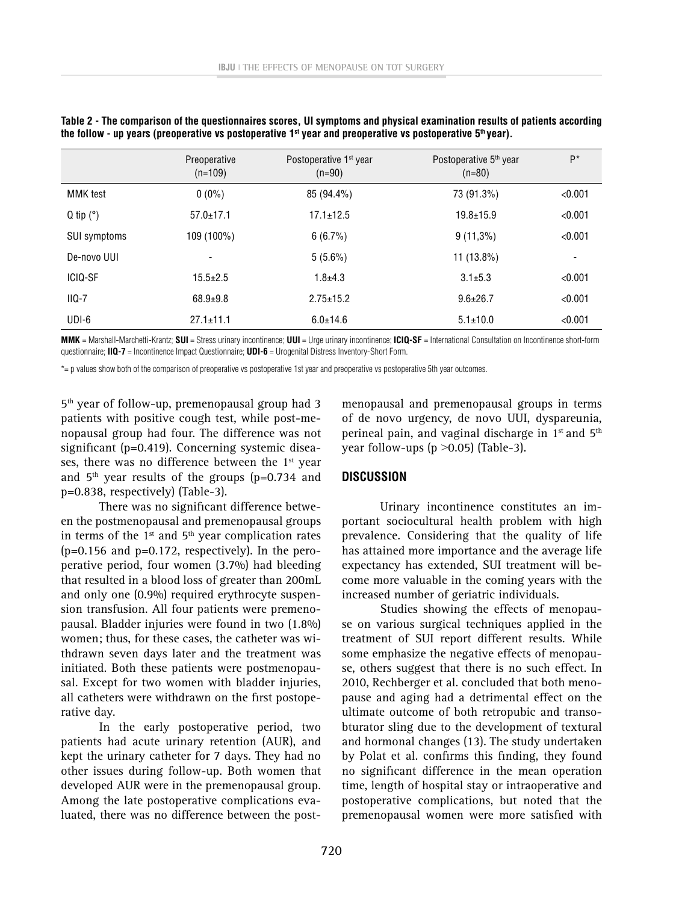**Table 2 - The comparison of the questionnaires scores, UI symptoms and physical examination results of patients according the follow - up years (preoperative vs postoperative 1st year and preoperative vs postoperative 5th year).**

| | Preoperative (n=109) | Postoperative 1st year (n=90) | Postoperative 5th year (n=80) | P* |
|---|---|---|---|---|
| MMK test | 0 (0%) | 85 (94.4%) | 73 (91.3%) | <0.001 |
| Q tip (°) | 57.0±17.1 | 17.1±12.5 | 19.8±15.9 | <0.001 |
| SUI symptoms | 109 (100%) | 6 (6.7%) | 9 (11,3%) | <0.001 |
| De-novo UUI | - | 5 (5.6%) | 11 (13.8%) | - |
| ICIQ-SF | 15.5±2.5 | 1.8±4.3 | 3.1±5.3 | <0.001 |
| IIQ-7 | 68.9±9.8 | 2.75±15.2 | 9.6±26.7 | <0.001 |
| UDI-6 | 27.1±11.1 | 6.0±14.6 | 5.1±10.0 | <0.001 |

**MMK** = Marshall-Marchetti-Krantz; **SUI** = Stress urinary incontinence; **UUI** = Urge urinary incontinence; **ICIQ-SF** = International Consultation on Incontinence short-form questionnaire; **IIQ-7** = Incontinence Impact Questionnaire; **UDI-6** = Urogenital Distress Inventory-Short Form.

*= p values show both of the comparison of preoperative vs postoperative 1st year and preoperative vs postoperative 5th year outcomes.

5th year of follow-up, premenopausal group had 3 patients with positive cough test, while post-menopausal group had four. The difference was not significant (p=0.419). Concerning systemic diseases, there was no difference between the 1st year and 5th year results of the groups (p=0.734 and p=0.838, respectively) (Table-3).

There was no significant difference between the postmenopausal and premenopausal groups in terms of the 1st and 5th year complication rates (p=0.156 and p=0.172, respectively). In the peroperative period, four women (3.7%) had bleeding that resulted in a blood loss of greater than 200mL and only one (0.9%) required erythrocyte suspension transfusion. All four patients were premenopausal. Bladder injuries were found in two (1.8%) women; thus, for these cases, the catheter was withdrawn seven days later and the treatment was initiated. Both these patients were postmenopausal. Except for two women with bladder injuries, all catheters were withdrawn on the first postoperative day.

In the early postoperative period, two patients had acute urinary retention (AUR), and kept the urinary catheter for 7 days. They had no other issues during follow-up. Both women that developed AUR were in the premenopausal group. Among the late postoperative complications evaluated, there was no difference between the postmenopausal and premenopausal groups in terms of de novo urgency, de novo UUI, dyspareunia, perineal pain, and vaginal discharge in 1st and 5th year follow-ups (p >0.05) (Table-3).

## DISCUSSION

Urinary incontinence constitutes an important sociocultural health problem with high prevalence. Considering that the quality of life has attained more importance and the average life expectancy has extended, SUI treatment will become more valuable in the coming years with the increased number of geriatric individuals.

Studies showing the effects of menopause on various surgical techniques applied in the treatment of SUI report different results. While some emphasize the negative effects of menopause, others suggest that there is no such effect. In 2010, Rechberger et al. concluded that both menopause and aging had a detrimental effect on the ultimate outcome of both retropubic and transobturator sling due to the development of textural and hormonal changes (13). The study undertaken by Polat et al. confirms this finding, they found no significant difference in the mean operation time, length of hospital stay or intraoperative and postoperative complications, but noted that the premenopausal women were more satisfied with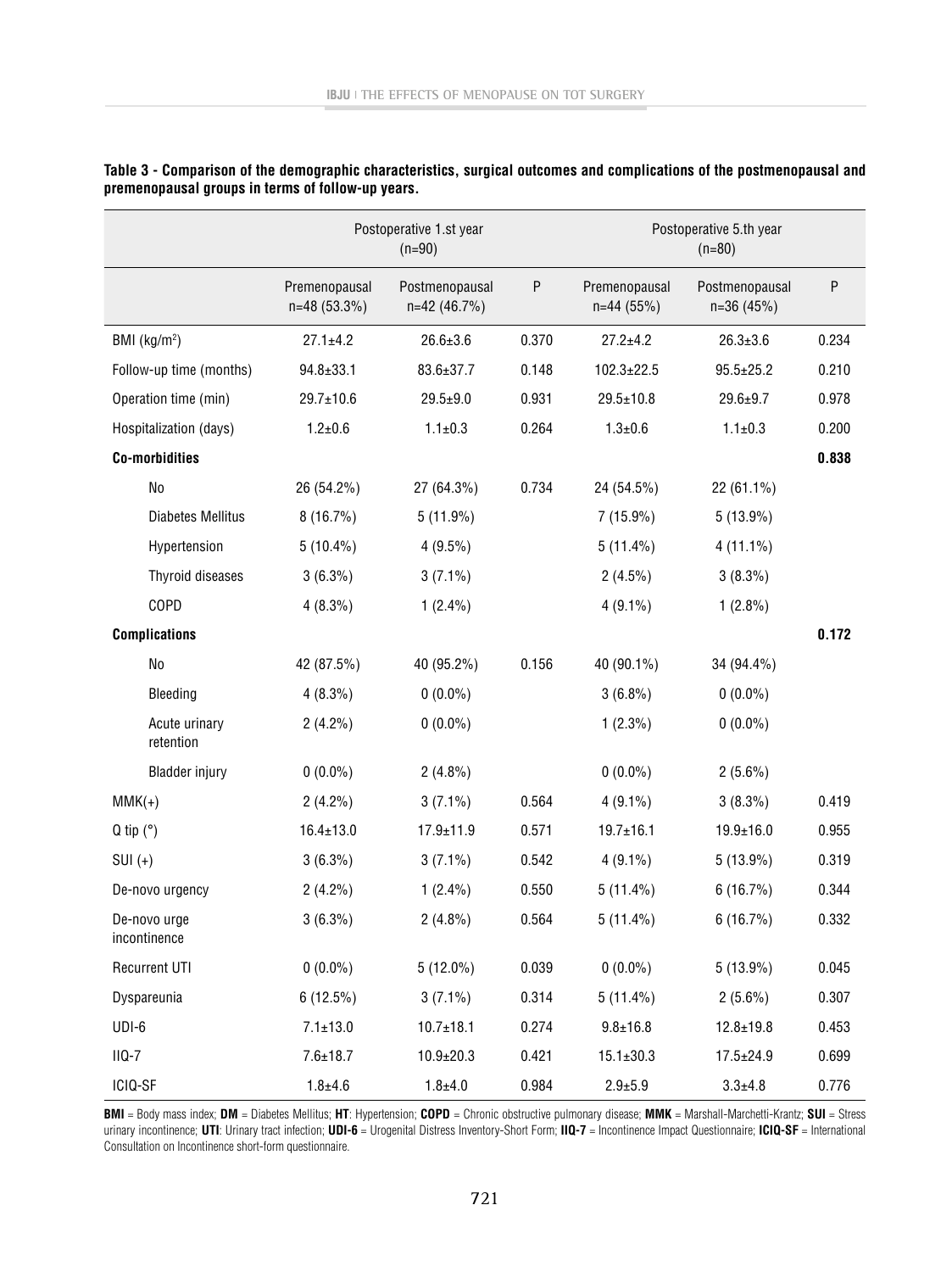**Table 3 - Comparison of the demographic characteristics, surgical outcomes and complications of the postmenopausal and premenopausal groups in terms of follow-up years.**

| | Postoperative 1.st year (n=90) | | | Postoperative 5.th year (n=80) | | |
|---|---|---|---|---|---|---|
| | Premenopausal n=48 (53.3%) | Postmenopausal n=42 (46.7%) | P | Premenopausal n=44 (55%) | Postmenopausal n=36 (45%) | P |
| BMI (kg/m$^2$) | 27.1±4.2 | 26.6±3.6 | 0.370 | 27.2±4.2 | 26.3±3.6 | 0.234 |
| Follow-up time (months) | 94.8±33.1 | 83.6±37.7 | 0.148 | 102.3±22.5 | 95.5±25.2 | 0.210 |
| Operation time (min) | 29.7±10.6 | 29.5±9.0 | 0.931 | 29.5±10.8 | 29.6±9.7 | 0.978 |
| Hospitalization (days) | 1.2±0.6 | 1.1±0.3 | 0.264 | 1.3±0.6 | 1.1±0.3 | 0.200 |
| **Co-morbidities** | | | | | | **0.838** |
| No | 26 (54.2%) | 27 (64.3%) | 0.734 | 24 (54.5%) | 22 (61.1%) | |
| Diabetes Mellitus | 8 (16.7%) | 5 (11.9%) | | 7 (15.9%) | 5 (13.9%) | |
| Hypertension | 5 (10.4%) | 4 (9.5%) | | 5 (11.4%) | 4 (11.1%) | |
| Thyroid diseases | 3 (6.3%) | 3 (7.1%) | | 2 (4.5%) | 3 (8.3%) | |
| COPD | 4 (8.3%) | 1 (2.4%) | | 4 (9.1%) | 1 (2.8%) | |
| **Complications** | | | | | | **0.172** |
| No | 42 (87.5%) | 40 (95.2%) | 0.156 | 40 (90.1%) | 34 (94.4%) | |
| Bleeding | 4 (8.3%) | 0 (0.0%) | | 3 (6.8%) | 0 (0.0%) | |
| Acute urinary retention | 2 (4.2%) | 0 (0.0%) | | 1 (2.3%) | 0 (0.0%) | |
| Bladder injury | 0 (0.0%) | 2 (4.8%) | | 0 (0.0%) | 2 (5.6%) | |
| MMK(+) | 2 (4.2%) | 3 (7.1%) | 0.564 | 4 (9.1%) | 3 (8.3%) | 0.419 |
| Q tip (°) | 16.4±13.0 | 17.9±11.9 | 0.571 | 19.7±16.1 | 19.9±16.0 | 0.955 |
| SUI (+) | 3 (6.3%) | 3 (7.1%) | 0.542 | 4 (9.1%) | 5 (13.9%) | 0.319 |
| De-novo urgency | 2 (4.2%) | 1 (2.4%) | 0.550 | 5 (11.4%) | 6 (16.7%) | 0.344 |
| De-novo urge incontinence | 3 (6.3%) | 2 (4.8%) | 0.564 | 5 (11.4%) | 6 (16.7%) | 0.332 |
| Recurrent UTI | 0 (0.0%) | 5 (12.0%) | 0.039 | 0 (0.0%) | 5 (13.9%) | 0.045 |
| Dyspareunia | 6 (12.5%) | 3 (7.1%) | 0.314 | 5 (11.4%) | 2 (5.6%) | 0.307 |
| UDI-6 | 7.1±13.0 | 10.7±18.1 | 0.274 | 9.8±16.8 | 12.8±19.8 | 0.453 |
| IIQ-7 | 7.6±18.7 | 10.9±20.3 | 0.421 | 15.1±30.3 | 17.5±24.9 | 0.699 |
| ICIQ-SF | 1.8±4.6 | 1.8±4.0 | 0.984 | 2.9±5.9 | 3.3±4.8 | 0.776 |

**BMI** = Body mass index; **DM** = Diabetes Mellitus; **HT**: Hypertension; **COPD** = Chronic obstructive pulmonary disease; **MMK** = Marshall-Marchetti-Krantz; **SUI** = Stress urinary incontinence; **UTI**: Urinary tract infection; **UDI-6** = Urogenital Distress Inventory-Short Form; **IIQ-7** = Incontinence Impact Questionnaire; **ICIQ-SF** = International Consultation on Incontinence short-form questionnaire.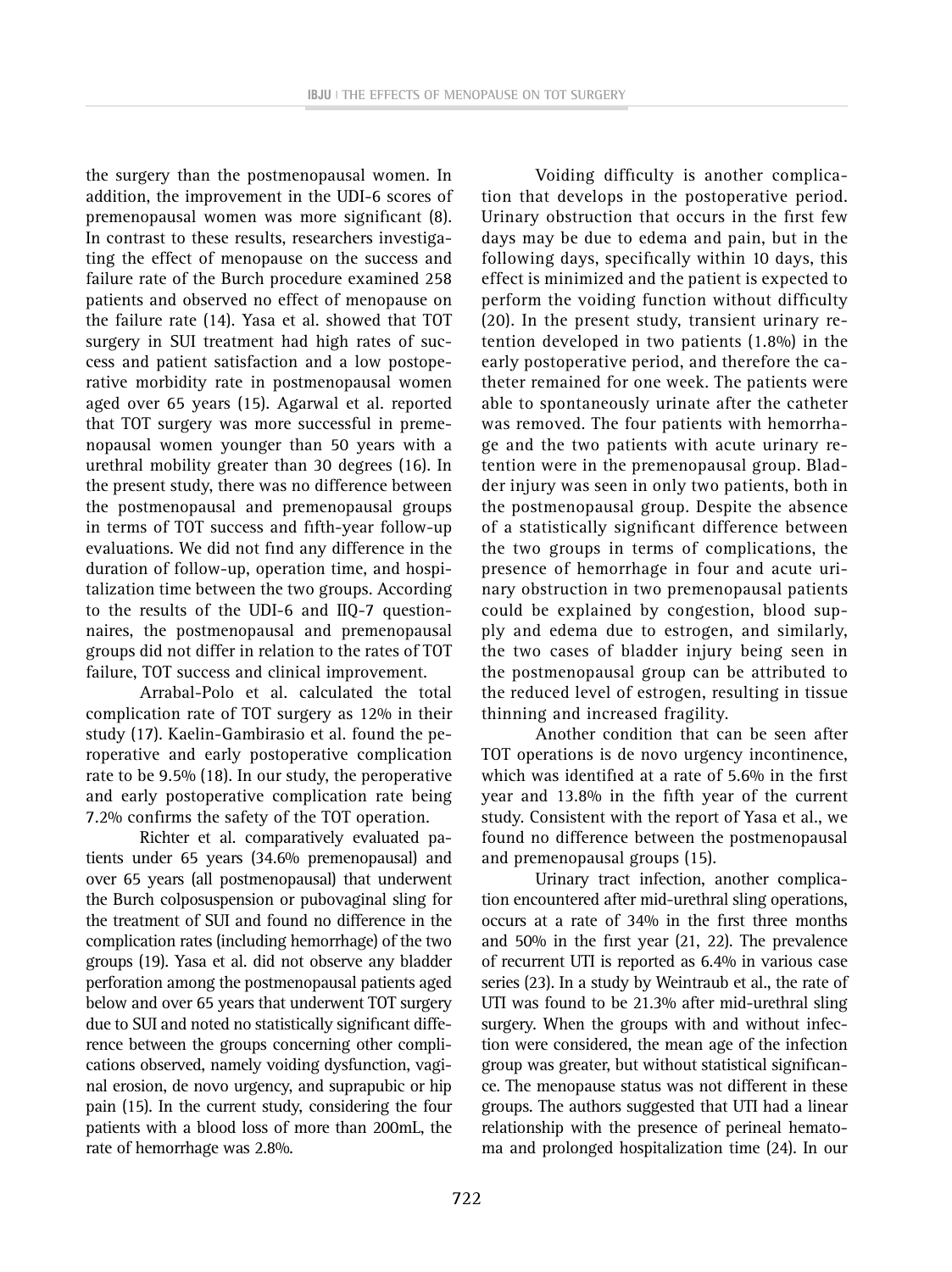the surgery than the postmenopausal women. In addition, the improvement in the UDI-6 scores of premenopausal women was more significant (8). In contrast to these results, researchers investigating the effect of menopause on the success and failure rate of the Burch procedure examined 258 patients and observed no effect of menopause on the failure rate (14). Yasa et al. showed that TOT surgery in SUI treatment had high rates of success and patient satisfaction and a low postoperative morbidity rate in postmenopausal women aged over 65 years (15). Agarwal et al. reported that TOT surgery was more successful in premenopausal women younger than 50 years with a urethral mobility greater than 30 degrees (16). In the present study, there was no difference between the postmenopausal and premenopausal groups in terms of TOT success and fifth-year follow-up evaluations. We did not find any difference in the duration of follow-up, operation time, and hospitalization time between the two groups. According to the results of the UDI-6 and IIQ-7 questionnaires, the postmenopausal and premenopausal groups did not differ in relation to the rates of TOT failure, TOT success and clinical improvement.

Arrabal-Polo et al. calculated the total complication rate of TOT surgery as 12% in their study (17). Kaelin-Gambirasio et al. found the peroperative and early postoperative complication rate to be 9.5% (18). In our study, the peroperative and early postoperative complication rate being 7.2% confirms the safety of the TOT operation.

Richter et al. comparatively evaluated patients under 65 years (34.6% premenopausal) and over 65 years (all postmenopausal) that underwent the Burch colposuspension or pubovaginal sling for the treatment of SUI and found no difference in the complication rates (including hemorrhage) of the two groups (19). Yasa et al. did not observe any bladder perforation among the postmenopausal patients aged below and over 65 years that underwent TOT surgery due to SUI and noted no statistically significant difference between the groups concerning other complications observed, namely voiding dysfunction, vaginal erosion, de novo urgency, and suprapubic or hip pain (15). In the current study, considering the four patients with a blood loss of more than 200mL, the rate of hemorrhage was 2.8%.

Voiding difficulty is another complication that develops in the postoperative period. Urinary obstruction that occurs in the first few days may be due to edema and pain, but in the following days, specifically within 10 days, this effect is minimized and the patient is expected to perform the voiding function without difficulty (20). In the present study, transient urinary retention developed in two patients (1.8%) in the early postoperative period, and therefore the catheter remained for one week. The patients were able to spontaneously urinate after the catheter was removed. The four patients with hemorrhage and the two patients with acute urinary retention were in the premenopausal group. Bladder injury was seen in only two patients, both in the postmenopausal group. Despite the absence of a statistically significant difference between the two groups in terms of complications, the presence of hemorrhage in four and acute urinary obstruction in two premenopausal patients could be explained by congestion, blood supply and edema due to estrogen, and similarly, the two cases of bladder injury being seen in the postmenopausal group can be attributed to the reduced level of estrogen, resulting in tissue thinning and increased fragility.

Another condition that can be seen after TOT operations is de novo urgency incontinence, which was identified at a rate of 5.6% in the first year and 13.8% in the fifth year of the current study. Consistent with the report of Yasa et al., we found no difference between the postmenopausal and premenopausal groups (15).

Urinary tract infection, another complication encountered after mid-urethral sling operations, occurs at a rate of 34% in the first three months and 50% in the first year (21, 22). The prevalence of recurrent UTI is reported as 6.4% in various case series (23). In a study by Weintraub et al., the rate of UTI was found to be 21.3% after mid-urethral sling surgery. When the groups with and without infection were considered, the mean age of the infection group was greater, but without statistical significance. The menopause status was not different in these groups. The authors suggested that UTI had a linear relationship with the presence of perineal hematoma and prolonged hospitalization time (24). In our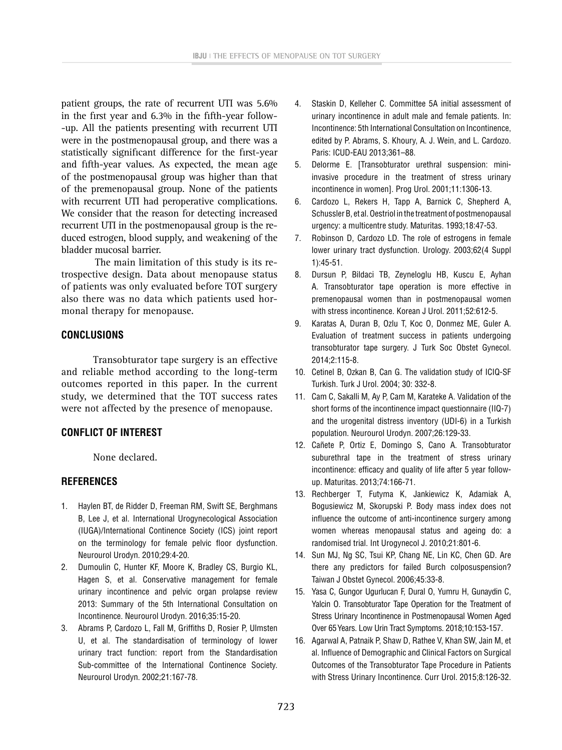patient groups, the rate of recurrent UTI was 5.6% in the first year and 6.3% in the fifth-year follow--up. All the patients presenting with recurrent UTI were in the postmenopausal group, and there was a statistically significant difference for the first-year and fifth-year values. As expected, the mean age of the postmenopausal group was higher than that of the premenopausal group. None of the patients with recurrent UTI had peroperative complications. We consider that the reason for detecting increased recurrent UTI in the postmenopausal group is the reduced estrogen, blood supply, and weakening of the bladder mucosal barrier.

The main limitation of this study is its retrospective design. Data about menopause status of patients was only evaluated before TOT surgery also there was no data which patients used hormonal therapy for menopause.

## CONCLUSIONS

Transobturator tape surgery is an effective and reliable method according to the long-term outcomes reported in this paper. In the current study, we determined that the TOT success rates were not affected by the presence of menopause.

## CONFLICT OF INTEREST

None declared.

## REFERENCES

1. Haylen BT, de Ridder D, Freeman RM, Swift SE, Berghmans B, Lee J, et al. International Urogynecological Association (IUGA)/International Continence Society (ICS) joint report on the terminology for female pelvic floor dysfunction. Neurourol Urodyn. 2010;29:4-20.
2. Dumoulin C, Hunter KF, Moore K, Bradley CS, Burgio KL, Hagen S, et al. Conservative management for female urinary incontinence and pelvic organ prolapse review 2013: Summary of the 5th International Consultation on Incontinence. Neurourol Urodyn. 2016;35:15-20.
3. Abrams P, Cardozo L, Fall M, Griffiths D, Rosier P, Ulmsten U, et al. The standardisation of terminology of lower urinary tract function: report from the Standardisation Sub-committee of the International Continence Society. Neurourol Urodyn. 2002;21:167-78.
4. Staskin D, Kelleher C. Committee 5A initial assessment of urinary incontinence in adult male and female patients. In: Incontinence: 5th International Consultation on Incontinence, edited by P. Abrams, S. Khoury, A. J. Wein, and L. Cardozo. Paris: ICUD-EAU 2013;361–88.
5. Delorme E. [Transobturator urethral suspension: mini-invasive procedure in the treatment of stress urinary incontinence in women]. Prog Urol. 2001;11:1306-13.
6. Cardozo L, Rekers H, Tapp A, Barnick C, Shepherd A, Schussler B, et al. Oestriol in the treatment of postmenopausal urgency: a multicentre study. Maturitas. 1993;18:47-53.
7. Robinson D, Cardozo LD. The role of estrogens in female lower urinary tract dysfunction. Urology. 2003;62(4 Suppl 1):45-51.
8. Dursun P, Bildaci TB, Zeyneloglu HB, Kuscu E, Ayhan A. Transobturator tape operation is more effective in premenopausal women than in postmenopausal women with stress incontinence. Korean J Urol. 2011;52:612-5.
9. Karatas A, Duran B, Ozlu T, Koc O, Donmez ME, Guler A. Evaluation of treatment success in patients undergoing transobturator tape surgery. J Turk Soc Obstet Gynecol. 2014;2:115-8.
10. Cetinel B, Ozkan B, Can G. The validation study of ICIQ-SF Turkish. Turk J Urol. 2004; 30: 332-8.
11. Cam C, Sakalli M, Ay P, Cam M, Karateke A. Validation of the short forms of the incontinence impact questionnaire (IIQ-7) and the urogenital distress inventory (UDI-6) in a Turkish population. Neurourol Urodyn. 2007;26:129-33.
12. Cañete P, Ortiz E, Domingo S, Cano A. Transobturator suburethral tape in the treatment of stress urinary incontinence: efficacy and quality of life after 5 year follow-up. Maturitas. 2013;74:166-71.
13. Rechberger T, Futyma K, Jankiewicz K, Adamiak A, Bogusiewicz M, Skorupski P. Body mass index does not influence the outcome of anti-incontinence surgery among women whereas menopausal status and ageing do: a randomised trial. Int Urogynecol J. 2010;21:801-6.
14. Sun MJ, Ng SC, Tsui KP, Chang NE, Lin KC, Chen GD. Are there any predictors for failed Burch colposuspension? Taiwan J Obstet Gynecol. 2006;45:33-8.
15. Yasa C, Gungor Ugurlucan F, Dural O, Yumru H, Gunaydin C, Yalcin O. Transobturator Tape Operation for the Treatment of Stress Urinary Incontinence in Postmenopausal Women Aged Over 65 Years. Low Urin Tract Symptoms. 2018;10:153-157.
16. Agarwal A, Patnaik P, Shaw D, Rathee V, Khan SW, Jain M, et al. Influence of Demographic and Clinical Factors on Surgical Outcomes of the Transobturator Tape Procedure in Patients with Stress Urinary Incontinence. Curr Urol. 2015;8:126-32.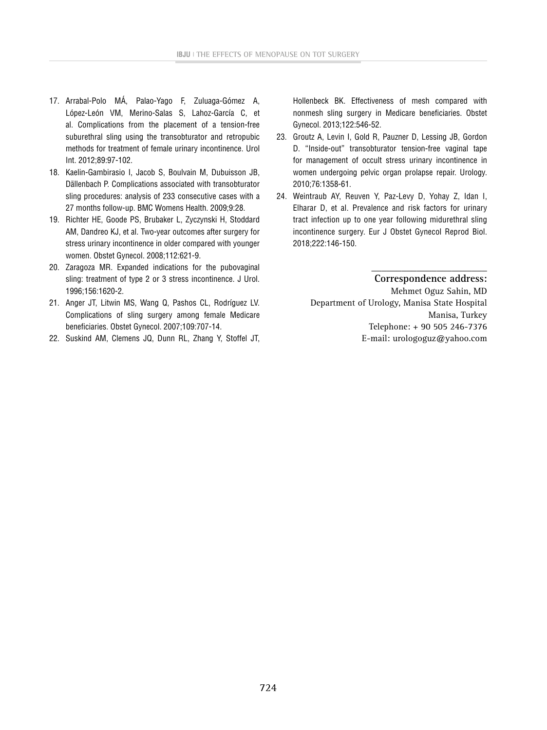17. Arrabal-Polo MÁ, Palao-Yago F, Zuluaga-Gómez A, López-León VM, Merino-Salas S, Lahoz-García C, et al. Complications from the placement of a tension-free suburethral sling using the transobturator and retropubic methods for treatment of female urinary incontinence. Urol Int. 2012;89:97-102.
18. Kaelin-Gambirasio I, Jacob S, Boulvain M, Dubuisson JB, Dällenbach P. Complications associated with transobturator sling procedures: analysis of 233 consecutive cases with a 27 months follow-up. BMC Womens Health. 2009;9:28.
19. Richter HE, Goode PS, Brubaker L, Zyczynski H, Stoddard AM, Dandreo KJ, et al. Two-year outcomes after surgery for stress urinary incontinence in older compared with younger women. Obstet Gynecol. 2008;112:621-9.
20. Zaragoza MR. Expanded indications for the pubovaginal sling: treatment of type 2 or 3 stress incontinence. J Urol. 1996;156:1620-2.
21. Anger JT, Litwin MS, Wang Q, Pashos CL, Rodríguez LV. Complications of sling surgery among female Medicare beneficiaries. Obstet Gynecol. 2007;109:707-14.
22. Suskind AM, Clemens JQ, Dunn RL, Zhang Y, Stoffel JT, Hollenbeck BK. Effectiveness of mesh compared with nonmesh sling surgery in Medicare beneficiaries. Obstet Gynecol. 2013;122:546-52.
23. Groutz A, Levin I, Gold R, Pauzner D, Lessing JB, Gordon D. "Inside-out" transobturator tension-free vaginal tape for management of occult stress urinary incontinence in women undergoing pelvic organ prolapse repair. Urology. 2010;76:1358-61.
24. Weintraub AY, Reuven Y, Paz-Levy D, Yohay Z, Idan I, Elharar D, et al. Prevalence and risk factors for urinary tract infection up to one year following midurethral sling incontinence surgery. Eur J Obstet Gynecol Reprod Biol. 2018;222:146-150.

**Correspondence address:**
Mehmet Oguz Sahin, MD
Department of Urology, Manisa State Hospital
Manisa, Turkey
Telephone: + 90 505 246-7376
E-mail: urologoguz@yahoo.com